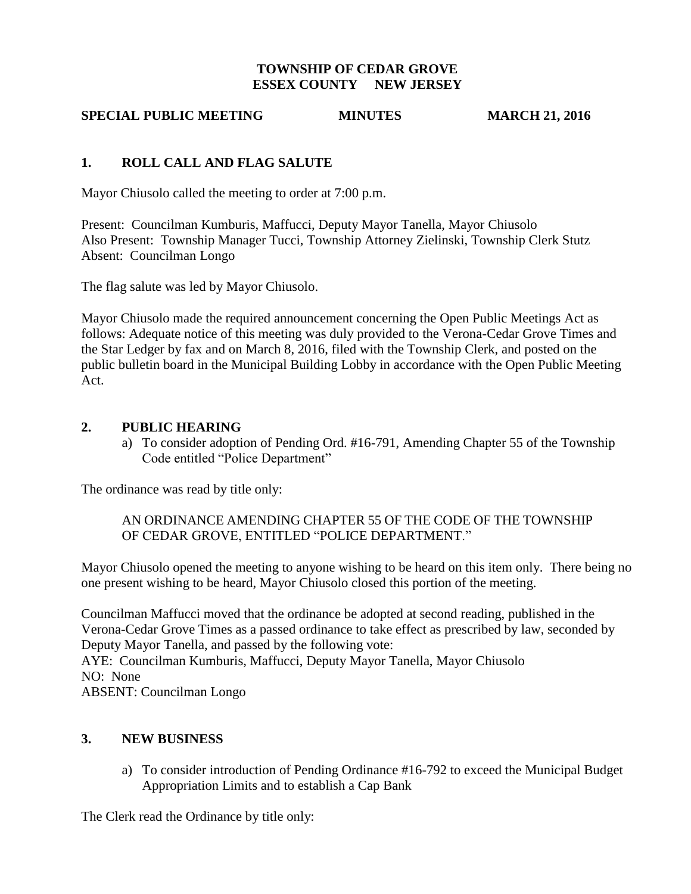**TOWNSHIP OF CEDAR GROVE**
**ESSEX COUNTY NEW JERSEY**

**SPECIAL PUBLIC MEETING MINUTES MARCH 21, 2016**

## 1. ROLL CALL AND FLAG SALUTE

Mayor Chiusolo called the meeting to order at 7:00 p.m.

Present: Councilman Kumburis, Maffucci, Deputy Mayor Tanella, Mayor Chiusolo
Also Present: Township Manager Tucci, Township Attorney Zielinski, Township Clerk Stutz
Absent: Councilman Longo

The flag salute was led by Mayor Chiusolo.

Mayor Chiusolo made the required announcement concerning the Open Public Meetings Act as follows: Adequate notice of this meeting was duly provided to the Verona-Cedar Grove Times and the Star Ledger by fax and on March 8, 2016, filed with the Township Clerk, and posted on the public bulletin board in the Municipal Building Lobby in accordance with the Open Public Meeting Act.

## 2. PUBLIC HEARING

a) To consider adoption of Pending Ord. #16-791, Amending Chapter 55 of the Township Code entitled "Police Department"

The ordinance was read by title only:

AN ORDINANCE AMENDING CHAPTER 55 OF THE CODE OF THE TOWNSHIP OF CEDAR GROVE, ENTITLED "POLICE DEPARTMENT."

Mayor Chiusolo opened the meeting to anyone wishing to be heard on this item only. There being no one present wishing to be heard, Mayor Chiusolo closed this portion of the meeting.

Councilman Maffucci moved that the ordinance be adopted at second reading, published in the Verona-Cedar Grove Times as a passed ordinance to take effect as prescribed by law, seconded by Deputy Mayor Tanella, and passed by the following vote:
AYE: Councilman Kumburis, Maffucci, Deputy Mayor Tanella, Mayor Chiusolo
NO: None
ABSENT: Councilman Longo

## 3. NEW BUSINESS

a) To consider introduction of Pending Ordinance #16-792 to exceed the Municipal Budget Appropriation Limits and to establish a Cap Bank

The Clerk read the Ordinance by title only: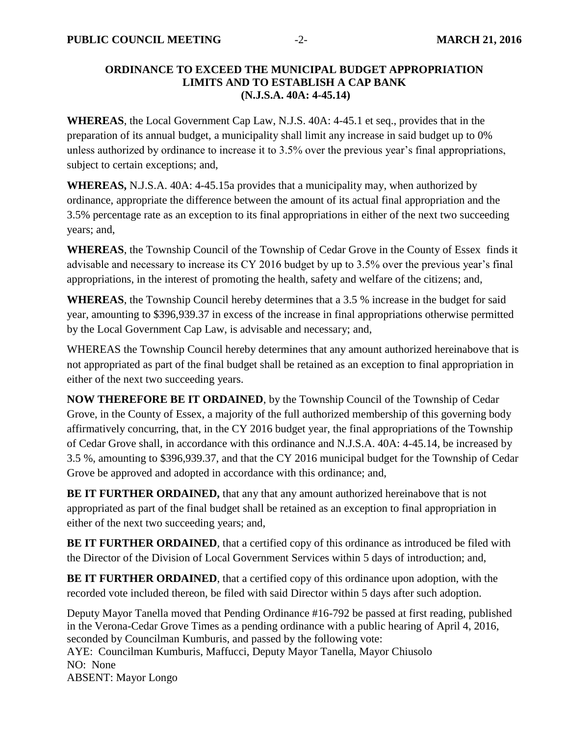## ORDINANCE TO EXCEED THE MUNICIPAL BUDGET APPROPRIATION LIMITS AND TO ESTABLISH A CAP BANK (N.J.S.A. 40A: 4-45.14)

**WHEREAS**, the Local Government Cap Law, N.J.S. 40A: 4-45.1 et seq., provides that in the preparation of its annual budget, a municipality shall limit any increase in said budget up to 0% unless authorized by ordinance to increase it to 3.5% over the previous year's final appropriations, subject to certain exceptions; and,

**WHEREAS,** N.J.S.A. 40A: 4-45.15a provides that a municipality may, when authorized by ordinance, appropriate the difference between the amount of its actual final appropriation and the 3.5% percentage rate as an exception to its final appropriations in either of the next two succeeding years; and,

**WHEREAS**, the Township Council of the Township of Cedar Grove in the County of Essex finds it advisable and necessary to increase its CY 2016 budget by up to 3.5% over the previous year's final appropriations, in the interest of promoting the health, safety and welfare of the citizens; and,

**WHEREAS**, the Township Council hereby determines that a 3.5 % increase in the budget for said year, amounting to $396,939.37 in excess of the increase in final appropriations otherwise permitted by the Local Government Cap Law, is advisable and necessary; and,

WHEREAS the Township Council hereby determines that any amount authorized hereinabove that is not appropriated as part of the final budget shall be retained as an exception to final appropriation in either of the next two succeeding years.

**NOW THEREFORE BE IT ORDAINED**, by the Township Council of the Township of Cedar Grove, in the County of Essex, a majority of the full authorized membership of this governing body affirmatively concurring, that, in the CY 2016 budget year, the final appropriations of the Township of Cedar Grove shall, in accordance with this ordinance and N.J.S.A. 40A: 4-45.14, be increased by 3.5 %, amounting to $396,939.37, and that the CY 2016 municipal budget for the Township of Cedar Grove be approved and adopted in accordance with this ordinance; and,

**BE IT FURTHER ORDAINED,** that any that any amount authorized hereinabove that is not appropriated as part of the final budget shall be retained as an exception to final appropriation in either of the next two succeeding years; and,

**BE IT FURTHER ORDAINED**, that a certified copy of this ordinance as introduced be filed with the Director of the Division of Local Government Services within 5 days of introduction; and,

**BE IT FURTHER ORDAINED**, that a certified copy of this ordinance upon adoption, with the recorded vote included thereon, be filed with said Director within 5 days after such adoption.

Deputy Mayor Tanella moved that Pending Ordinance #16-792 be passed at first reading, published in the Verona-Cedar Grove Times as a pending ordinance with a public hearing of April 4, 2016, seconded by Councilman Kumburis, and passed by the following vote:
AYE: Councilman Kumburis, Maffucci, Deputy Mayor Tanella, Mayor Chiusolo
NO: None
ABSENT: Mayor Longo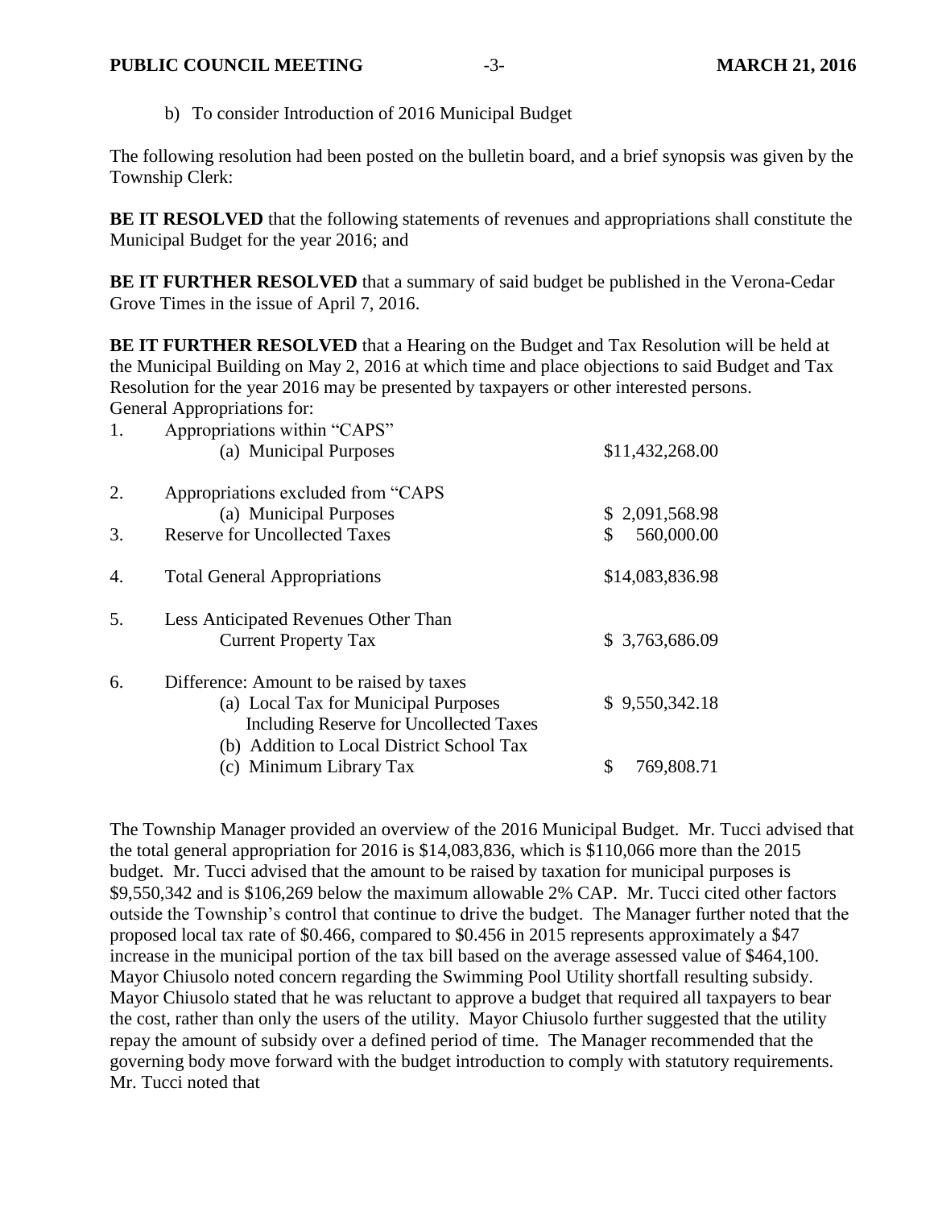b) To consider Introduction of 2016 Municipal Budget

The following resolution had been posted on the bulletin board, and a brief synopsis was given by the Township Clerk:

**BE IT RESOLVED** that the following statements of revenues and appropriations shall constitute the Municipal Budget for the year 2016; and

**BE IT FURTHER RESOLVED** that a summary of said budget be published in the Verona-Cedar Grove Times in the issue of April 7, 2016.

**BE IT FURTHER RESOLVED** that a Hearing on the Budget and Tax Resolution will be held at the Municipal Building on May 2, 2016 at which time and place objections to said Budget and Tax Resolution for the year 2016 may be presented by taxpayers or other interested persons.

General Appropriations for:

| | | |
|---|---|---|
| 1. | Appropriations within "CAPS" | |
| | (a) Municipal Purposes | $11,432,268.00 |
| 2. | Appropriations excluded from "CAPS | |
| | (a) Municipal Purposes | $ 2,091,568.98 |
| 3. | Reserve for Uncollected Taxes | $ 560,000.00 |
| 4. | Total General Appropriations | $14,083,836.98 |
| 5. | Less Anticipated Revenues Other Than Current Property Tax | $ 3,763,686.09 |
| 6. | Difference: Amount to be raised by taxes | |
| | (a) Local Tax for Municipal Purposes Including Reserve for Uncollected Taxes | $ 9,550,342.18 |
| | (b) Addition to Local District School Tax | |
| | (c) Minimum Library Tax | $ 769,808.71 |

The Township Manager provided an overview of the 2016 Municipal Budget. Mr. Tucci advised that the total general appropriation for 2016 is $14,083,836, which is $110,066 more than the 2015 budget. Mr. Tucci advised that the amount to be raised by taxation for municipal purposes is $9,550,342 and is $106,269 below the maximum allowable 2% CAP. Mr. Tucci cited other factors outside the Township's control that continue to drive the budget. The Manager further noted that the proposed local tax rate of $0.466, compared to $0.456 in 2015 represents approximately a $47 increase in the municipal portion of the tax bill based on the average assessed value of $464,100. Mayor Chiusolo noted concern regarding the Swimming Pool Utility shortfall resulting subsidy. Mayor Chiusolo stated that he was reluctant to approve a budget that required all taxpayers to bear the cost, rather than only the users of the utility. Mayor Chiusolo further suggested that the utility repay the amount of subsidy over a defined period of time. The Manager recommended that the governing body move forward with the budget introduction to comply with statutory requirements. Mr. Tucci noted that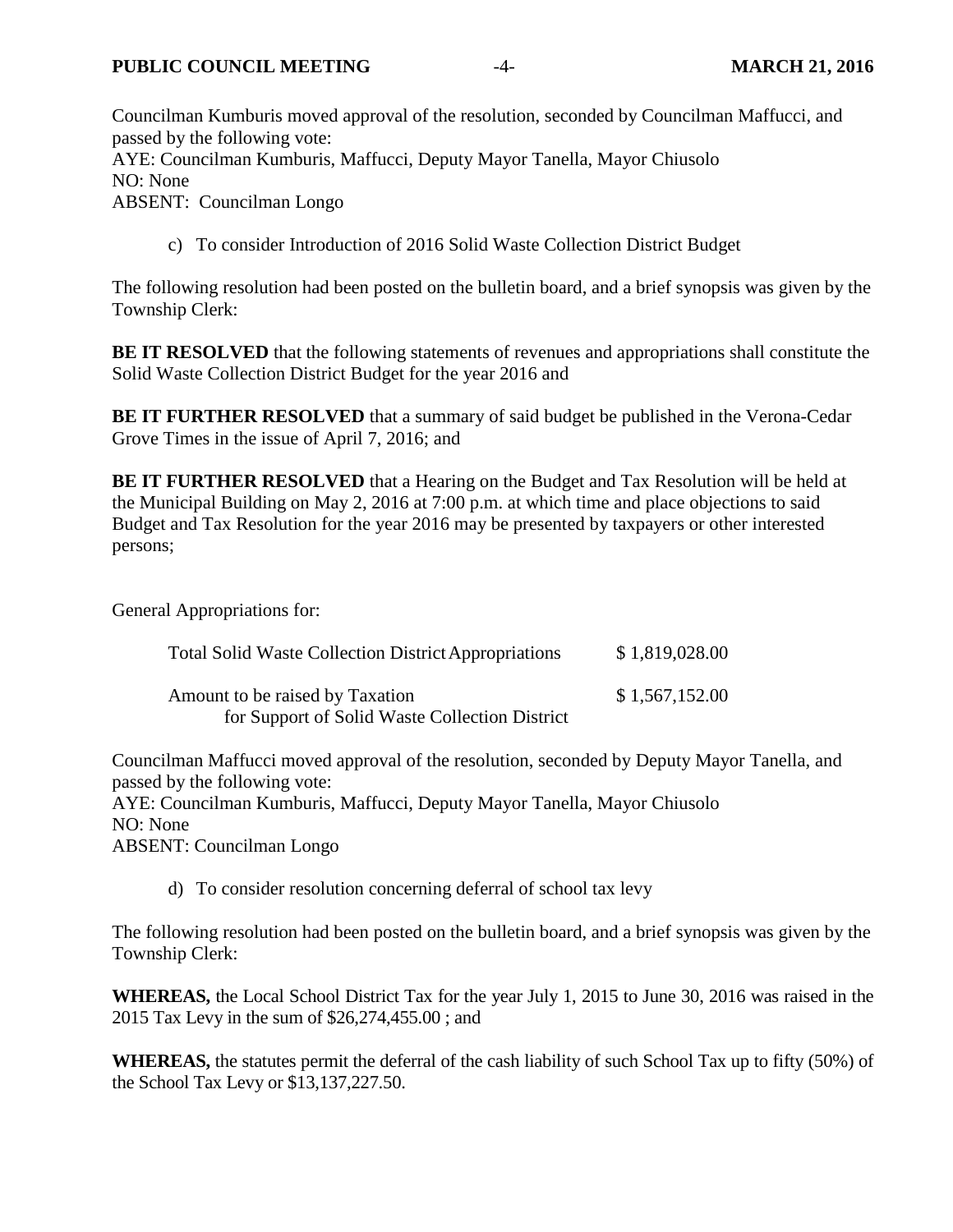Councilman Kumburis moved approval of the resolution, seconded by Councilman Maffucci, and passed by the following vote:
AYE: Councilman Kumburis, Maffucci, Deputy Mayor Tanella, Mayor Chiusolo
NO: None
ABSENT: Councilman Longo

c) To consider Introduction of 2016 Solid Waste Collection District Budget

The following resolution had been posted on the bulletin board, and a brief synopsis was given by the Township Clerk:

**BE IT RESOLVED** that the following statements of revenues and appropriations shall constitute the Solid Waste Collection District Budget for the year 2016 and

**BE IT FURTHER RESOLVED** that a summary of said budget be published in the Verona-Cedar Grove Times in the issue of April 7, 2016; and

**BE IT FURTHER RESOLVED** that a Hearing on the Budget and Tax Resolution will be held at the Municipal Building on May 2, 2016 at 7:00 p.m. at which time and place objections to said Budget and Tax Resolution for the year 2016 may be presented by taxpayers or other interested persons;

General Appropriations for:

| | |
|---|---|
| Total Solid Waste Collection District Appropriations | $ 1,819,028.00 |
| Amount to be raised by Taxation for Support of Solid Waste Collection District | $ 1,567,152.00 |

Councilman Maffucci moved approval of the resolution, seconded by Deputy Mayor Tanella, and passed by the following vote:
AYE: Councilman Kumburis, Maffucci, Deputy Mayor Tanella, Mayor Chiusolo
NO: None
ABSENT: Councilman Longo

d) To consider resolution concerning deferral of school tax levy

The following resolution had been posted on the bulletin board, and a brief synopsis was given by the Township Clerk:

**WHEREAS,** the Local School District Tax for the year July 1, 2015 to June 30, 2016 was raised in the 2015 Tax Levy in the sum of $26,274,455.00 ; and

**WHEREAS,** the statutes permit the deferral of the cash liability of such School Tax up to fifty (50%) of the School Tax Levy or $13,137,227.50.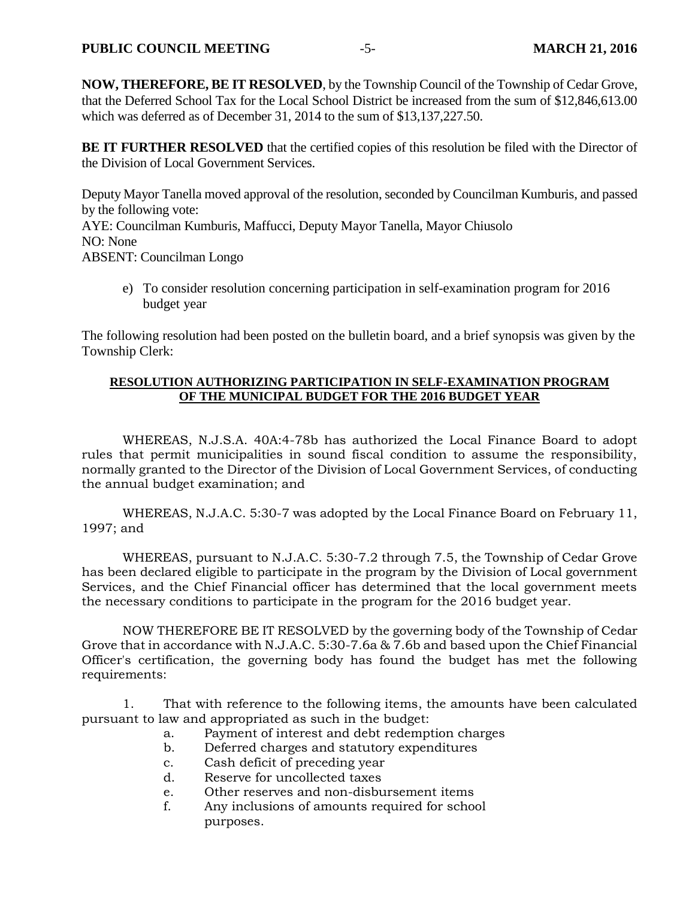**NOW, THEREFORE, BE IT RESOLVED**, by the Township Council of the Township of Cedar Grove, that the Deferred School Tax for the Local School District be increased from the sum of $12,846,613.00 which was deferred as of December 31, 2014 to the sum of $13,137,227.50.

**BE IT FURTHER RESOLVED** that the certified copies of this resolution be filed with the Director of the Division of Local Government Services.

Deputy Mayor Tanella moved approval of the resolution, seconded by Councilman Kumburis, and passed by the following vote:
AYE: Councilman Kumburis, Maffucci, Deputy Mayor Tanella, Mayor Chiusolo
NO: None
ABSENT: Councilman Longo

e) To consider resolution concerning participation in self-examination program for 2016 budget year

The following resolution had been posted on the bulletin board, and a brief synopsis was given by the Township Clerk:

**RESOLUTION AUTHORIZING PARTICIPATION IN SELF-EXAMINATION PROGRAM OF THE MUNICIPAL BUDGET FOR THE 2016 BUDGET YEAR**

WHEREAS, N.J.S.A. 40A:4-78b has authorized the Local Finance Board to adopt rules that permit municipalities in sound fiscal condition to assume the responsibility, normally granted to the Director of the Division of Local Government Services, of conducting the annual budget examination; and

WHEREAS, N.J.A.C. 5:30-7 was adopted by the Local Finance Board on February 11, 1997; and

WHEREAS, pursuant to N.J.A.C. 5:30-7.2 through 7.5, the Township of Cedar Grove has been declared eligible to participate in the program by the Division of Local government Services, and the Chief Financial officer has determined that the local government meets the necessary conditions to participate in the program for the 2016 budget year.

NOW THEREFORE BE IT RESOLVED by the governing body of the Township of Cedar Grove that in accordance with N.J.A.C. 5:30-7.6a & 7.6b and based upon the Chief Financial Officer's certification, the governing body has found the budget has met the following requirements:

1. That with reference to the following items, the amounts have been calculated pursuant to law and appropriated as such in the budget:
    - a. Payment of interest and debt redemption charges
    - b. Deferred charges and statutory expenditures
    - c. Cash deficit of preceding year
    - d. Reserve for uncollected taxes
    - e. Other reserves and non-disbursement items
    - f. Any inclusions of amounts required for school purposes.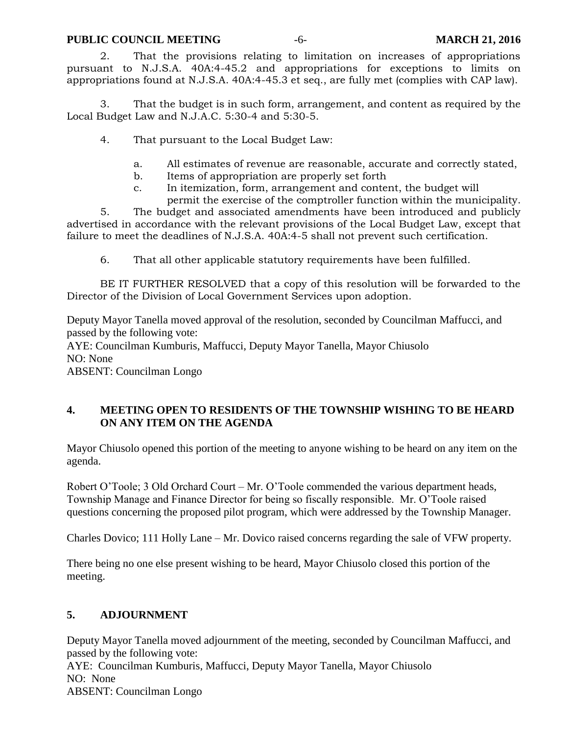2. That the provisions relating to limitation on increases of appropriations pursuant to N.J.S.A. 40A:4-45.2 and appropriations for exceptions to limits on appropriations found at N.J.S.A. 40A:4-45.3 et seq., are fully met (complies with CAP law).

3. That the budget is in such form, arrangement, and content as required by the Local Budget Law and N.J.A.C. 5:30-4 and 5:30-5.

4. That pursuant to the Local Budget Law:

   a. All estimates of revenue are reasonable, accurate and correctly stated,
   b. Items of appropriation are properly set forth
   c. In itemization, form, arrangement and content, the budget will permit the exercise of the comptroller function within the municipality.

5. The budget and associated amendments have been introduced and publicly advertised in accordance with the relevant provisions of the Local Budget Law, except that failure to meet the deadlines of N.J.S.A. 40A:4-5 shall not prevent such certification.

6. That all other applicable statutory requirements have been fulfilled.

BE IT FURTHER RESOLVED that a copy of this resolution will be forwarded to the Director of the Division of Local Government Services upon adoption.

Deputy Mayor Tanella moved approval of the resolution, seconded by Councilman Maffucci, and passed by the following vote:
AYE: Councilman Kumburis, Maffucci, Deputy Mayor Tanella, Mayor Chiusolo
NO: None
ABSENT: Councilman Longo

## 4. MEETING OPEN TO RESIDENTS OF THE TOWNSHIP WISHING TO BE HEARD ON ANY ITEM ON THE AGENDA

Mayor Chiusolo opened this portion of the meeting to anyone wishing to be heard on any item on the agenda.

Robert O'Toole; 3 Old Orchard Court – Mr. O'Toole commended the various department heads, Township Manage and Finance Director for being so fiscally responsible. Mr. O'Toole raised questions concerning the proposed pilot program, which were addressed by the Township Manager.

Charles Dovico; 111 Holly Lane – Mr. Dovico raised concerns regarding the sale of VFW property.

There being no one else present wishing to be heard, Mayor Chiusolo closed this portion of the meeting.

## 5. ADJOURNMENT

Deputy Mayor Tanella moved adjournment of the meeting, seconded by Councilman Maffucci, and passed by the following vote:
AYE: Councilman Kumburis, Maffucci, Deputy Mayor Tanella, Mayor Chiusolo
NO: None
ABSENT: Councilman Longo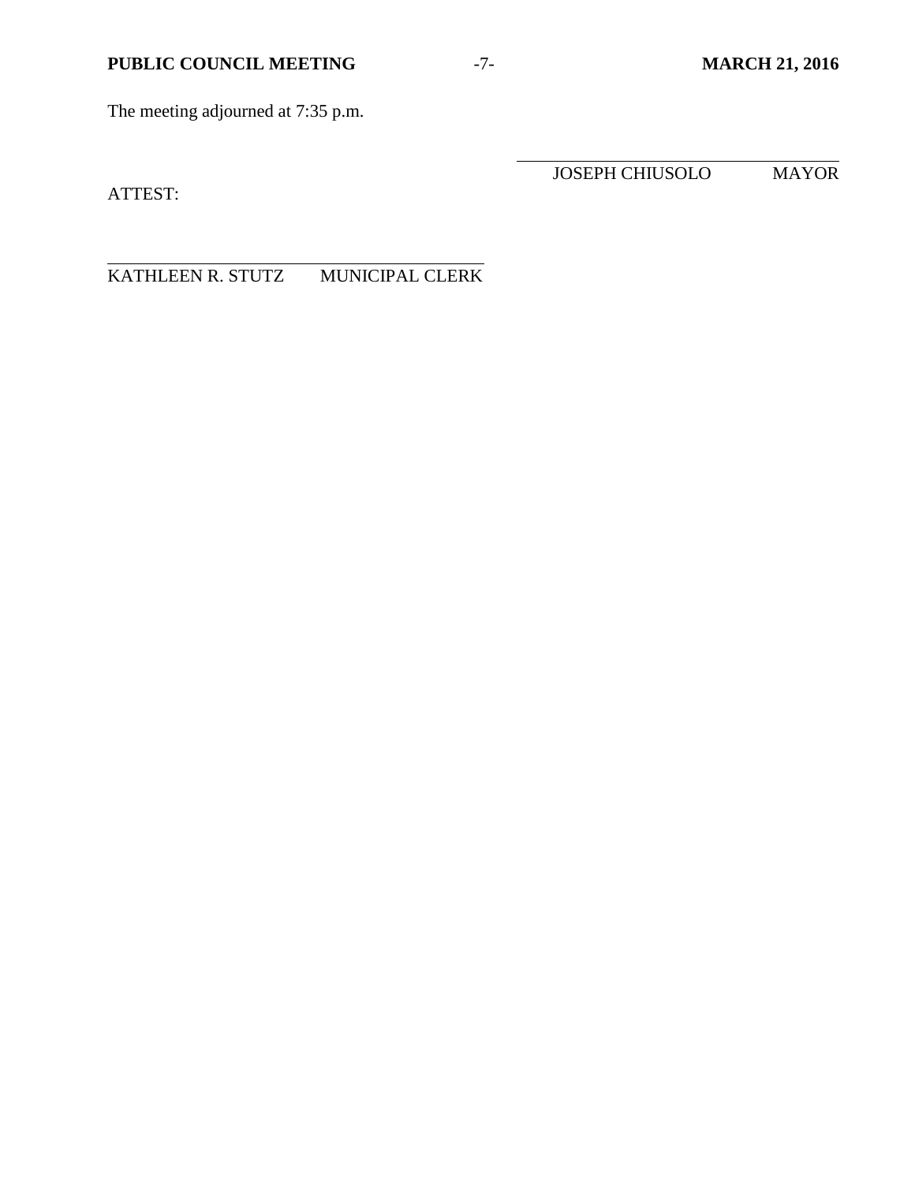The meeting adjourned at 7:35 p.m.

\_\_\_\_\_\_\_\_\_\_\_\_\_\_\_\_\_\_\_\_\_\_\_\_\_\_\_\_\_\_\_\_\_\_\_\_
JOSEPH CHIUSOLO MAYOR

ATTEST:

\_\_\_\_\_\_\_\_\_\_\_\_\_\_\_\_\_\_\_\_\_\_\_\_\_\_\_\_\_\_\_\_\_\_\_\_
KATHLEEN R. STUTZ MUNICIPAL CLERK